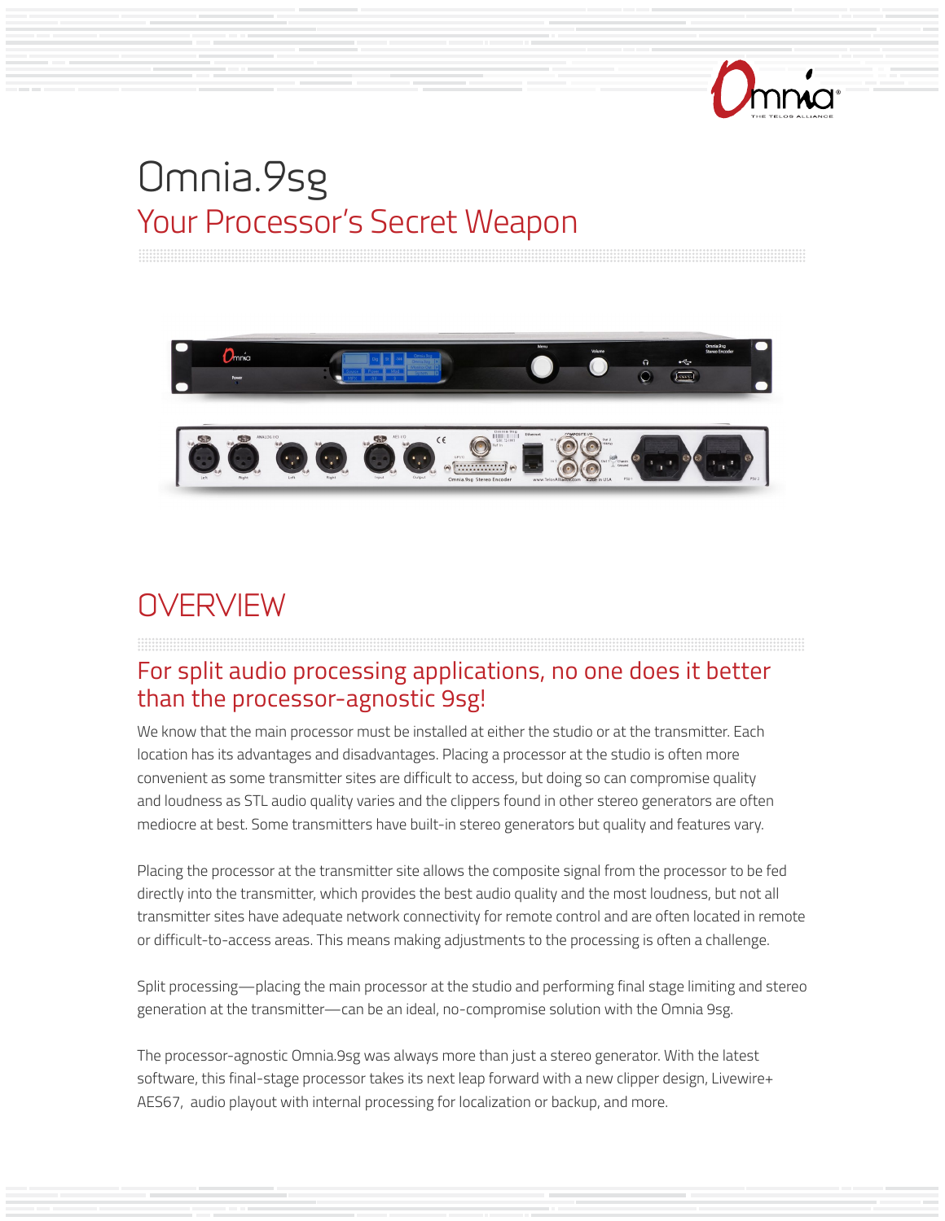# Omnia.9sg

## Your Processor's Secret Weapon

## OVERVIEW

### For split audio processing applications, no one does it better than the processor-agnostic 9sg!

We know that the main processor must be installed at either the studio or at the transmitter. Each location has its advantages and disadvantages. Placing a processor at the studio is often more convenient as some transmitter sites are difficult to access, but doing so can compromise quality and loudness as STL audio quality varies and the clippers found in other stereo generators are often mediocre at best. Some transmitters have built-in stereo generators but quality and features vary.

Placing the processor at the transmitter site allows the composite signal from the processor to be fed directly into the transmitter, which provides the best audio quality and the most loudness, but not all transmitter sites have adequate network connectivity for remote control and are often located in remote or difficult-to-access areas. This means making adjustments to the processing is often a challenge.

Split processing—placing the main processor at the studio and performing final stage limiting and stereo generation at the transmitter—can be an ideal, no-compromise solution with the Omnia 9sg.

The processor-agnostic Omnia.9sg was always more than just a stereo generator. With the latest software, this final-stage processor takes its next leap forward with a new clipper design, Livewire+ AES67, audio playout with internal processing for localization or backup, and more.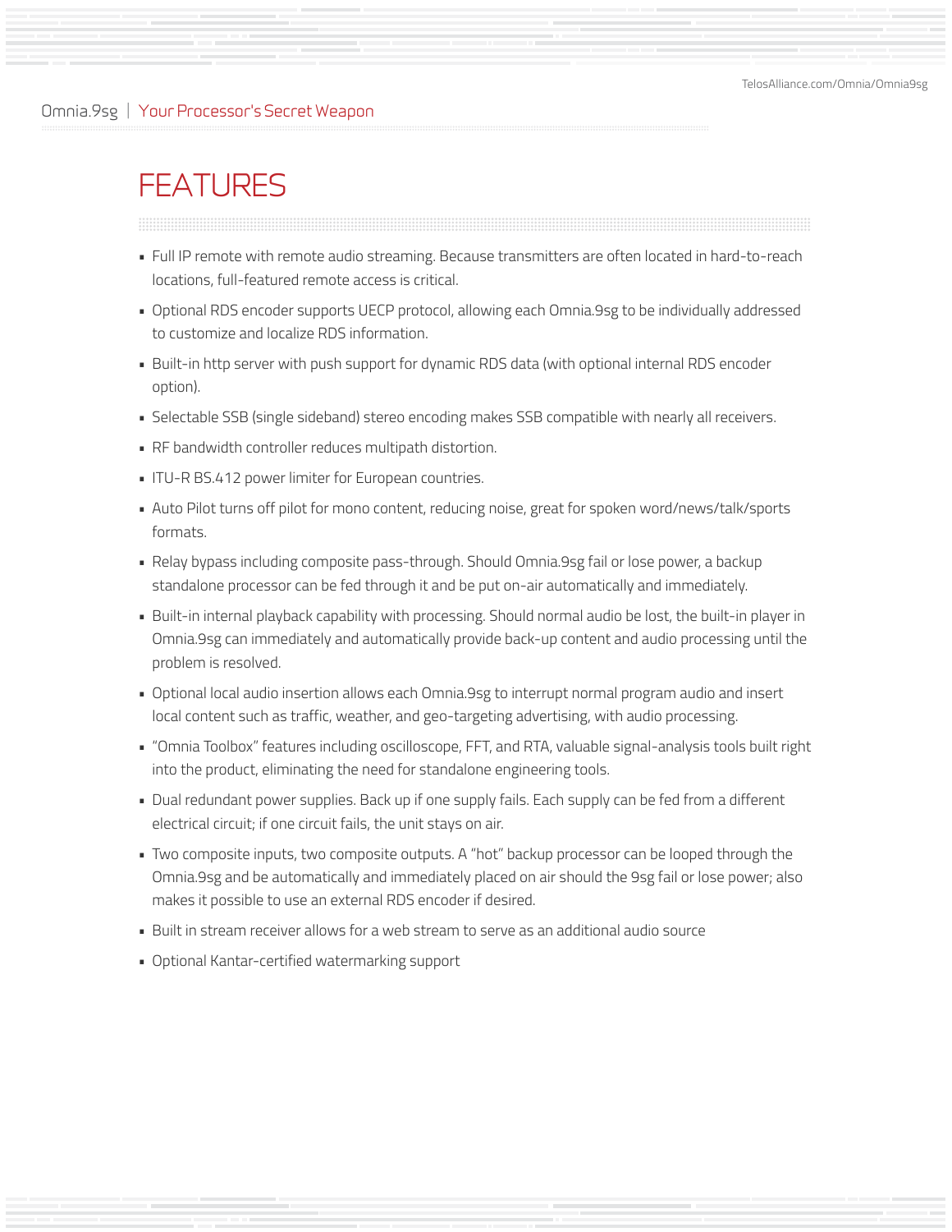# FEATURES

- Full IP remote with remote audio streaming. Because transmitters are often located in hard-to-reach locations, full-featured remote access is critical.
- Optional RDS encoder supports UECP protocol, allowing each Omnia.9sg to be individually addressed to customize and localize RDS information.
- Built-in http server with push support for dynamic RDS data (with optional internal RDS encoder option).
- Selectable SSB (single sideband) stereo encoding makes SSB compatible with nearly all receivers.
- RF bandwidth controller reduces multipath distortion.
- ITU-R BS.412 power limiter for European countries.
- Auto Pilot turns off pilot for mono content, reducing noise, great for spoken word/news/talk/sports formats.
- Relay bypass including composite pass-through. Should Omnia.9sg fail or lose power, a backup standalone processor can be fed through it and be put on-air automatically and immediately.
- Built-in internal playback capability with processing. Should normal audio be lost, the built-in player in Omnia.9sg can immediately and automatically provide back-up content and audio processing until the problem is resolved.
- Optional local audio insertion allows each Omnia.9sg to interrupt normal program audio and insert local content such as traffic, weather, and geo-targeting advertising, with audio processing.
- "Omnia Toolbox" features including oscilloscope, FFT, and RTA, valuable signal-analysis tools built right into the product, eliminating the need for standalone engineering tools.
- Dual redundant power supplies. Back up if one supply fails. Each supply can be fed from a different electrical circuit; if one circuit fails, the unit stays on air.
- Two composite inputs, two composite outputs. A "hot" backup processor can be looped through the Omnia.9sg and be automatically and immediately placed on air should the 9sg fail or lose power; also makes it possible to use an external RDS encoder if desired.
- Built in stream receiver allows for a web stream to serve as an additional audio source
- Optional Kantar-certified watermarking support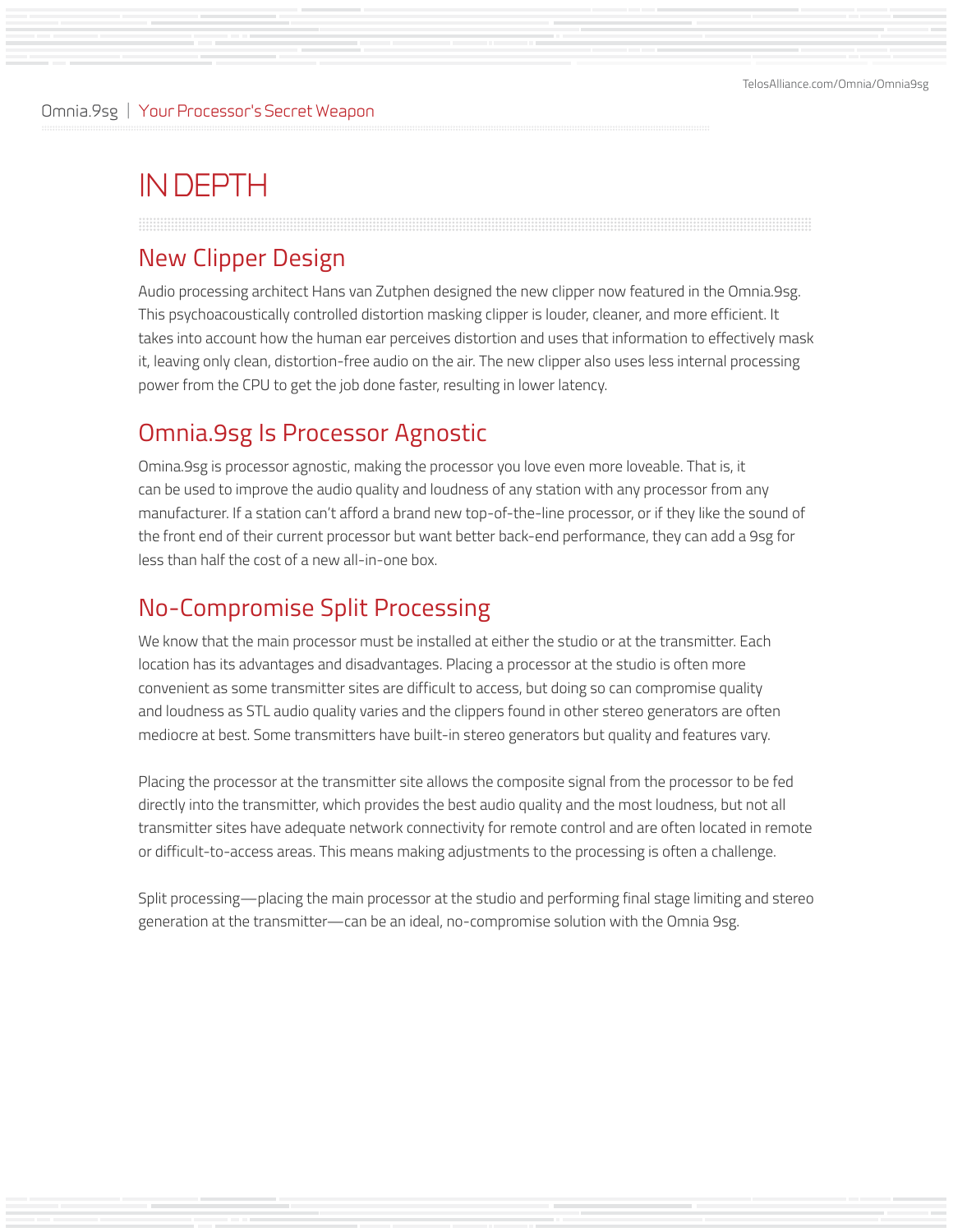# IN DEPTH

## New Clipper Design

Audio processing architect Hans van Zutphen designed the new clipper now featured in the Omnia.9sg. This psychoacoustically controlled distortion masking clipper is louder, cleaner, and more efficient. It takes into account how the human ear perceives distortion and uses that information to effectively mask it, leaving only clean, distortion-free audio on the air. The new clipper also uses less internal processing power from the CPU to get the job done faster, resulting in lower latency.

## Omnia.9sg Is Processor Agnostic

Omina.9sg is processor agnostic, making the processor you love even more loveable. That is, it can be used to improve the audio quality and loudness of any station with any processor from any manufacturer. If a station can't afford a brand new top-of-the-line processor, or if they like the sound of the front end of their current processor but want better back-end performance, they can add a 9sg for less than half the cost of a new all-in-one box.

## No-Compromise Split Processing

We know that the main processor must be installed at either the studio or at the transmitter. Each location has its advantages and disadvantages. Placing a processor at the studio is often more convenient as some transmitter sites are difficult to access, but doing so can compromise quality and loudness as STL audio quality varies and the clippers found in other stereo generators are often mediocre at best. Some transmitters have built-in stereo generators but quality and features vary.

Placing the processor at the transmitter site allows the composite signal from the processor to be fed directly into the transmitter, which provides the best audio quality and the most loudness, but not all transmitter sites have adequate network connectivity for remote control and are often located in remote or difficult-to-access areas. This means making adjustments to the processing is often a challenge.

Split processing—placing the main processor at the studio and performing final stage limiting and stereo generation at the transmitter—can be an ideal, no-compromise solution with the Omnia 9sg.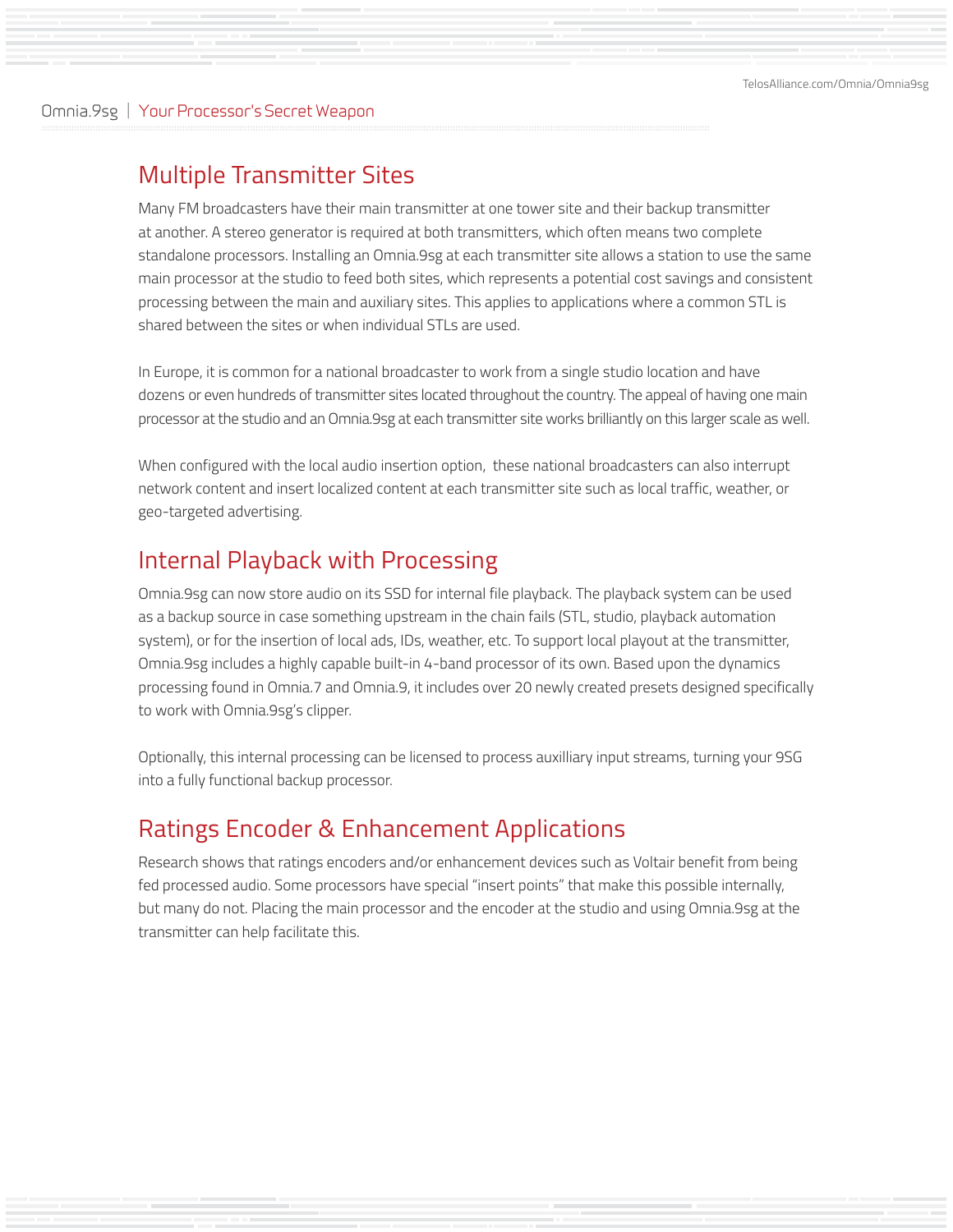## Multiple Transmitter Sites

Many FM broadcasters have their main transmitter at one tower site and their backup transmitter at another. A stereo generator is required at both transmitters, which often means two complete standalone processors. Installing an Omnia.9sg at each transmitter site allows a station to use the same main processor at the studio to feed both sites, which represents a potential cost savings and consistent processing between the main and auxiliary sites. This applies to applications where a common STL is shared between the sites or when individual STLs are used.

In Europe, it is common for a national broadcaster to work from a single studio location and have dozens or even hundreds of transmitter sites located throughout the country. The appeal of having one main processor at the studio and an Omnia.9sg at each transmitter site works brilliantly on this larger scale as well.

When configured with the local audio insertion option, these national broadcasters can also interrupt network content and insert localized content at each transmitter site such as local traffic, weather, or geo-targeted advertising.

## Internal Playback with Processing

Omnia.9sg can now store audio on its SSD for internal file playback. The playback system can be used as a backup source in case something upstream in the chain fails (STL, studio, playback automation system), or for the insertion of local ads, IDs, weather, etc. To support local playout at the transmitter, Omnia.9sg includes a highly capable built-in 4-band processor of its own. Based upon the dynamics processing found in Omnia.7 and Omnia.9, it includes over 20 newly created presets designed specifically to work with Omnia.9sg's clipper.

Optionally, this internal processing can be licensed to process auxilliary input streams, turning your 9SG into a fully functional backup processor.

## Ratings Encoder & Enhancement Applications

Research shows that ratings encoders and/or enhancement devices such as Voltair benefit from being fed processed audio. Some processors have special "insert points" that make this possible internally, but many do not. Placing the main processor and the encoder at the studio and using Omnia.9sg at the transmitter can help facilitate this.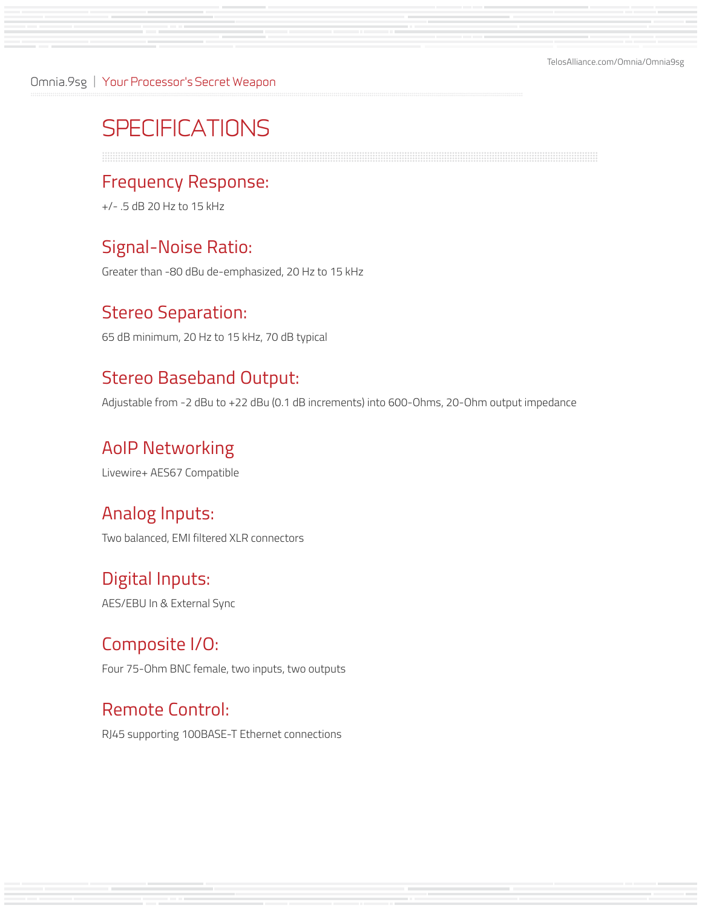# SPECIFICATIONS

## Frequency Response:

+/- .5 dB 20 Hz to 15 kHz

## Signal-Noise Ratio:

Greater than -80 dBu de-emphasized, 20 Hz to 15 kHz

## Stereo Separation:

65 dB minimum, 20 Hz to 15 kHz, 70 dB typical

## Stereo Baseband Output:

Adjustable from -2 dBu to +22 dBu (0.1 dB increments) into 600-Ohms, 20-Ohm output impedance

## AoIP Networking

Livewire+ AES67 Compatible

## Analog Inputs:

Two balanced, EMI filtered XLR connectors

## Digital Inputs:

AES/EBU In & External Sync

## Composite I/O:

Four 75-Ohm BNC female, two inputs, two outputs

## Remote Control:

RJ45 supporting 100BASE-T Ethernet connections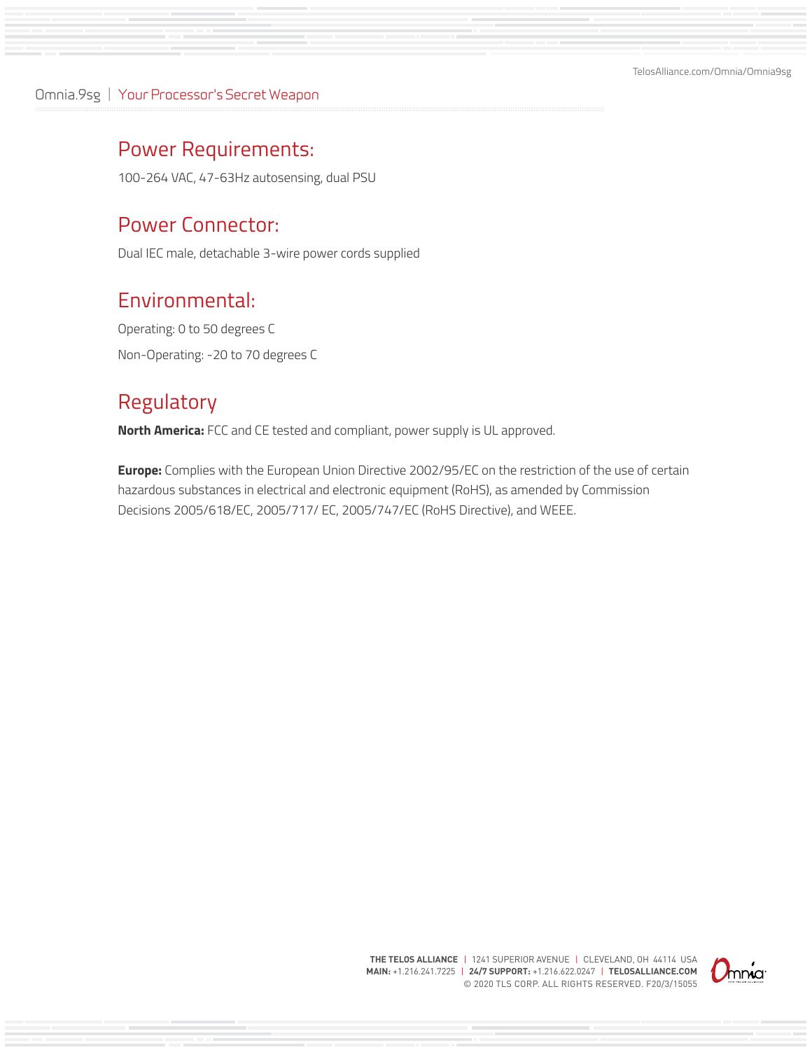## Power Requirements:

100-264 VAC, 47-63Hz autosensing, dual PSU

## Power Connector:

Dual IEC male, detachable 3-wire power cords supplied

## Environmental:

Operating: 0 to 50 degrees C

Non-Operating: -20 to 70 degrees C

## Regulatory

**North America:** FCC and CE tested and compliant, power supply is UL approved.

**Europe:** Complies with the European Union Directive 2002/95/EC on the restriction of the use of certain hazardous substances in electrical and electronic equipment (RoHS), as amended by Commission Decisions 2005/618/EC, 2005/717/ EC, 2005/747/EC (RoHS Directive), and WEEE.

**THE TELOS ALLIANCE** | 1241 SUPERIOR AVENUE | CLEVELAND, OH 44114 USA
**MAIN:** +1.216.241.7225 | **24/7 SUPPORT:** +1.216.622.0247 | **TELOSALLIANCE.COM**
© 2020 TLS CORP. ALL RIGHTS RESERVED. F20/3/15055